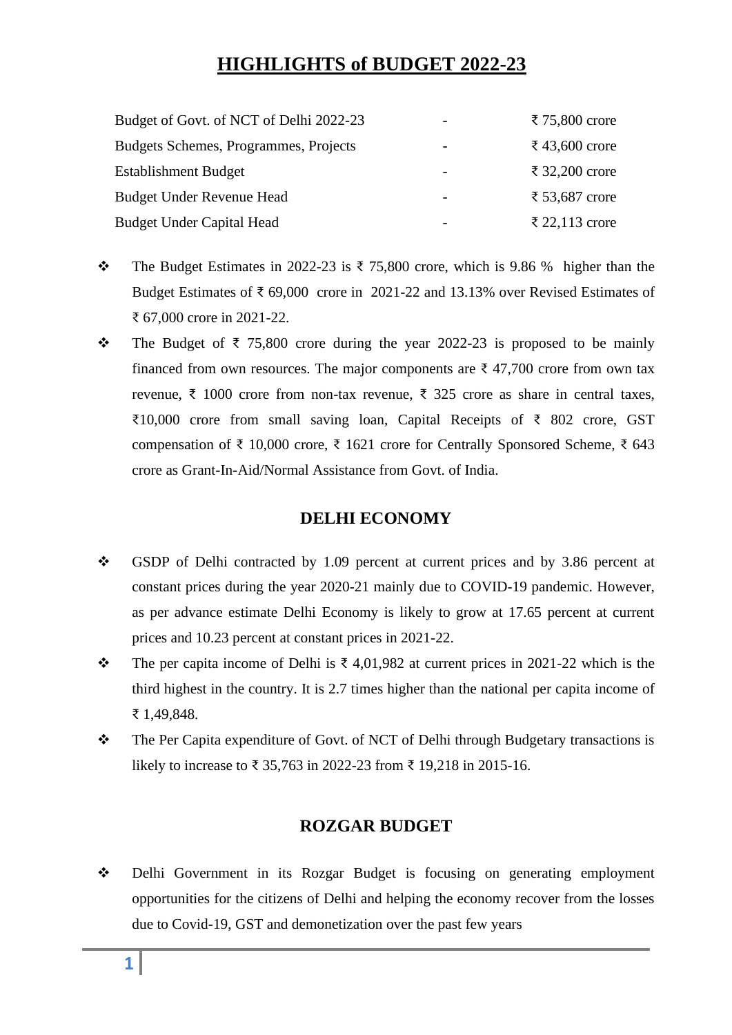# HIGHLIGHTS of BUDGET 2022-23

| | | |
|---|---|---|
| Budget of Govt. of NCT of Delhi 2022-23 | - | ₹ 75,800 crore |
| Budgets Schemes, Programmes, Projects | - | ₹ 43,600 crore |
| Establishment Budget | - | ₹ 32,200 crore |
| Budget Under Revenue Head | - | ₹ 53,687 crore |
| Budget Under Capital Head | - | ₹ 22,113 crore |

- The Budget Estimates in 2022-23 is ₹ 75,800 crore, which is 9.86 % higher than the Budget Estimates of ₹ 69,000 crore in 2021-22 and 13.13% over Revised Estimates of ₹ 67,000 crore in 2021-22.
- The Budget of ₹ 75,800 crore during the year 2022-23 is proposed to be mainly financed from own resources. The major components are ₹ 47,700 crore from own tax revenue, ₹ 1000 crore from non-tax revenue, ₹ 325 crore as share in central taxes, ₹10,000 crore from small saving loan, Capital Receipts of ₹ 802 crore, GST compensation of ₹ 10,000 crore, ₹ 1621 crore for Centrally Sponsored Scheme, ₹ 643 crore as Grant-In-Aid/Normal Assistance from Govt. of India.

## DELHI ECONOMY

- GSDP of Delhi contracted by 1.09 percent at current prices and by 3.86 percent at constant prices during the year 2020-21 mainly due to COVID-19 pandemic. However, as per advance estimate Delhi Economy is likely to grow at 17.65 percent at current prices and 10.23 percent at constant prices in 2021-22.
- The per capita income of Delhi is ₹ 4,01,982 at current prices in 2021-22 which is the third highest in the country. It is 2.7 times higher than the national per capita income of ₹ 1,49,848.
- The Per Capita expenditure of Govt. of NCT of Delhi through Budgetary transactions is likely to increase to ₹ 35,763 in 2022-23 from ₹ 19,218 in 2015-16.

## ROZGAR BUDGET

- Delhi Government in its Rozgar Budget is focusing on generating employment opportunities for the citizens of Delhi and helping the economy recover from the losses due to Covid-19, GST and demonetization over the past few years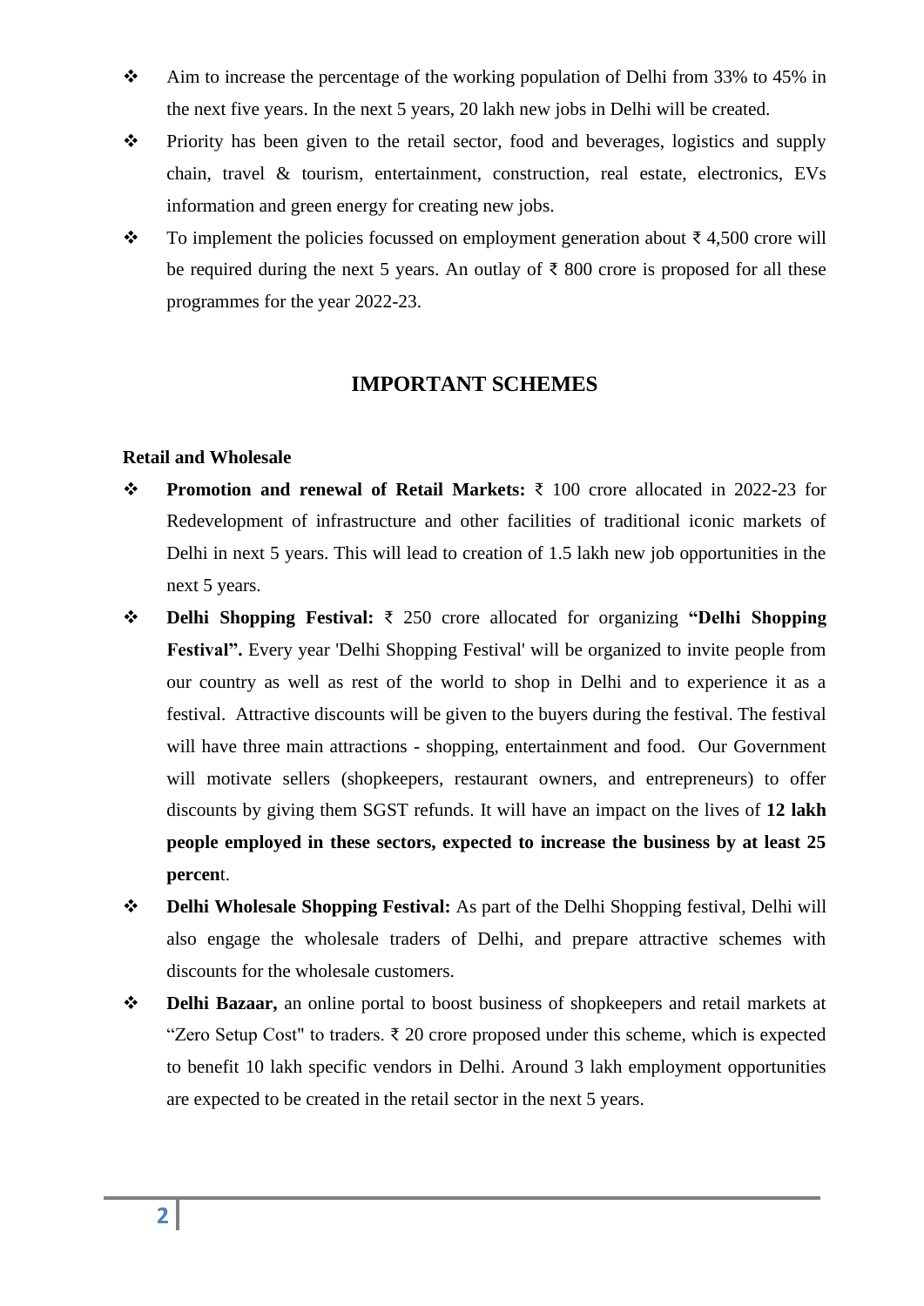- Aim to increase the percentage of the working population of Delhi from 33% to 45% in the next five years. In the next 5 years, 20 lakh new jobs in Delhi will be created.
- Priority has been given to the retail sector, food and beverages, logistics and supply chain, travel & tourism, entertainment, construction, real estate, electronics, EVs information and green energy for creating new jobs.
- To implement the policies focussed on employment generation about ₹ 4,500 crore will be required during the next 5 years. An outlay of ₹ 800 crore is proposed for all these programmes for the year 2022-23.

## IMPORTANT SCHEMES

**Retail and Wholesale**

- **Promotion and renewal of Retail Markets:** ₹ 100 crore allocated in 2022-23 for Redevelopment of infrastructure and other facilities of traditional iconic markets of Delhi in next 5 years. This will lead to creation of 1.5 lakh new job opportunities in the next 5 years.
- **Delhi Shopping Festival:** ₹ 250 crore allocated for organizing **"Delhi Shopping Festival".** Every year 'Delhi Shopping Festival' will be organized to invite people from our country as well as rest of the world to shop in Delhi and to experience it as a festival. Attractive discounts will be given to the buyers during the festival. The festival will have three main attractions - shopping, entertainment and food. Our Government will motivate sellers (shopkeepers, restaurant owners, and entrepreneurs) to offer discounts by giving them SGST refunds. It will have an impact on the lives of **12 lakh people employed in these sectors, expected to increase the business by at least 25 percen**t.
- **Delhi Wholesale Shopping Festival:** As part of the Delhi Shopping festival, Delhi will also engage the wholesale traders of Delhi, and prepare attractive schemes with discounts for the wholesale customers.
- **Delhi Bazaar,** an online portal to boost business of shopkeepers and retail markets at "Zero Setup Cost" to traders. ₹ 20 crore proposed under this scheme, which is expected to benefit 10 lakh specific vendors in Delhi. Around 3 lakh employment opportunities are expected to be created in the retail sector in the next 5 years.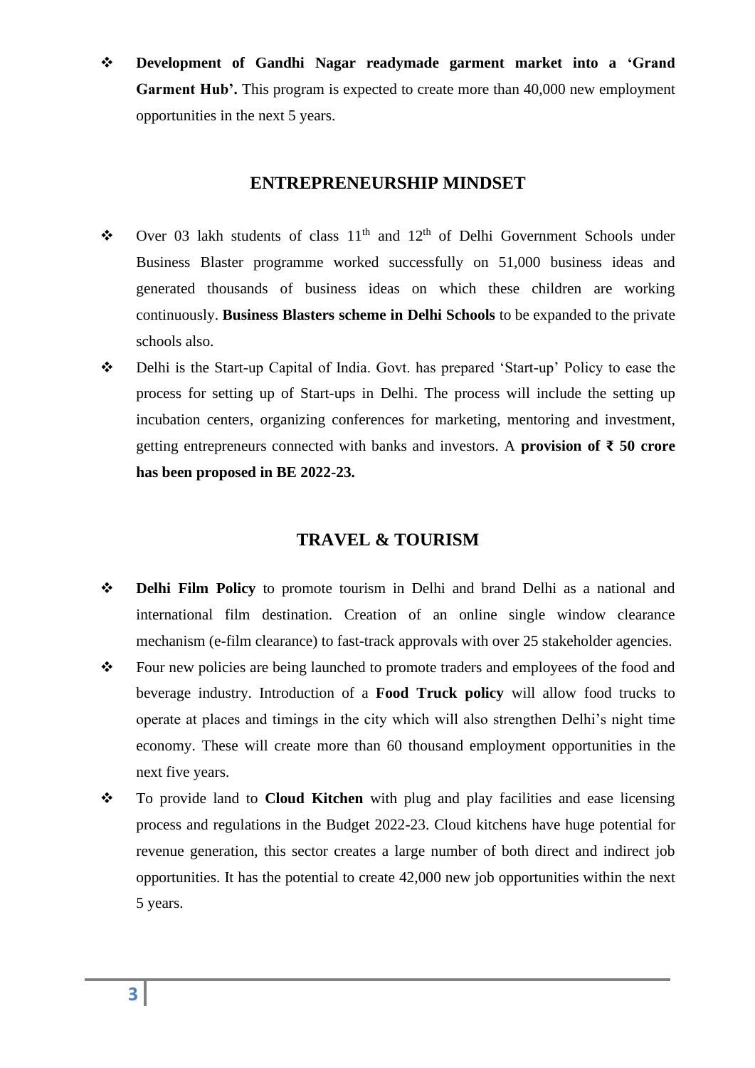- **Development of Gandhi Nagar readymade garment market into a 'Grand Garment Hub'.** This program is expected to create more than 40,000 new employment opportunities in the next 5 years.

## ENTREPRENEURSHIP MINDSET

- Over 03 lakh students of class 11th and 12th of Delhi Government Schools under Business Blaster programme worked successfully on 51,000 business ideas and generated thousands of business ideas on which these children are working continuously. **Business Blasters scheme in Delhi Schools** to be expanded to the private schools also.
- Delhi is the Start-up Capital of India. Govt. has prepared 'Start-up' Policy to ease the process for setting up of Start-ups in Delhi. The process will include the setting up incubation centers, organizing conferences for marketing, mentoring and investment, getting entrepreneurs connected with banks and investors. A **provision of ₹ 50 crore has been proposed in BE 2022-23.**

## TRAVEL & TOURISM

- **Delhi Film Policy** to promote tourism in Delhi and brand Delhi as a national and international film destination. Creation of an online single window clearance mechanism (e-film clearance) to fast-track approvals with over 25 stakeholder agencies.
- Four new policies are being launched to promote traders and employees of the food and beverage industry. Introduction of a **Food Truck policy** will allow food trucks to operate at places and timings in the city which will also strengthen Delhi's night time economy. These will create more than 60 thousand employment opportunities in the next five years.
- To provide land to **Cloud Kitchen** with plug and play facilities and ease licensing process and regulations in the Budget 2022-23. Cloud kitchens have huge potential for revenue generation, this sector creates a large number of both direct and indirect job opportunities. It has the potential to create 42,000 new job opportunities within the next 5 years.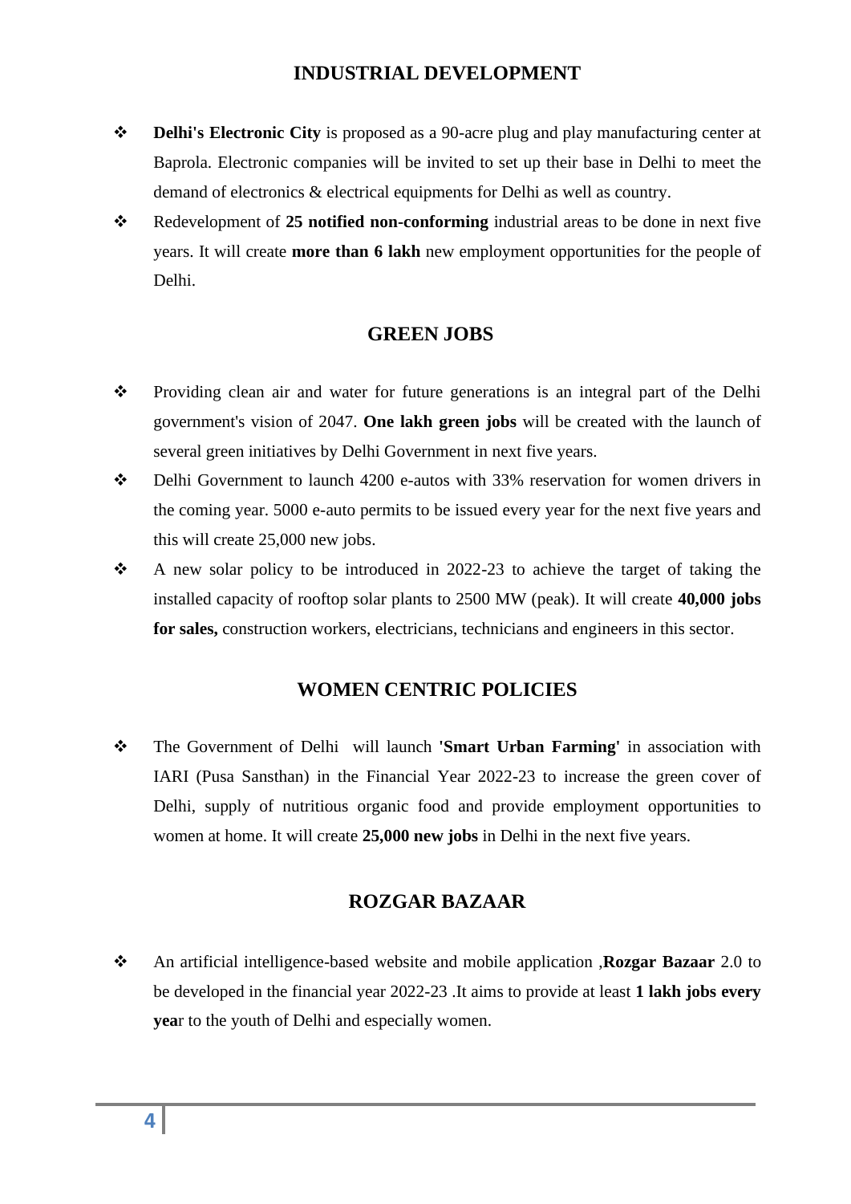## INDUSTRIAL DEVELOPMENT

- **Delhi's Electronic City** is proposed as a 90-acre plug and play manufacturing center at Baprola. Electronic companies will be invited to set up their base in Delhi to meet the demand of electronics & electrical equipments for Delhi as well as country.
- Redevelopment of **25 notified non-conforming** industrial areas to be done in next five years. It will create **more than 6 lakh** new employment opportunities for the people of Delhi.

## GREEN JOBS

- Providing clean air and water for future generations is an integral part of the Delhi government's vision of 2047. **One lakh green jobs** will be created with the launch of several green initiatives by Delhi Government in next five years.
- Delhi Government to launch 4200 e-autos with 33% reservation for women drivers in the coming year. 5000 e-auto permits to be issued every year for the next five years and this will create 25,000 new jobs.
- A new solar policy to be introduced in 2022-23 to achieve the target of taking the installed capacity of rooftop solar plants to 2500 MW (peak). It will create **40,000 jobs for sales,** construction workers, electricians, technicians and engineers in this sector.

## WOMEN CENTRIC POLICIES

- The Government of Delhi will launch **'Smart Urban Farming'** in association with IARI (Pusa Sansthan) in the Financial Year 2022-23 to increase the green cover of Delhi, supply of nutritious organic food and provide employment opportunities to women at home. It will create **25,000 new jobs** in Delhi in the next five years.

## ROZGAR BAZAAR

- An artificial intelligence-based website and mobile application ,**Rozgar Bazaar** 2.0 to be developed in the financial year 2022-23 .It aims to provide at least **1 lakh jobs every yea**r to the youth of Delhi and especially women.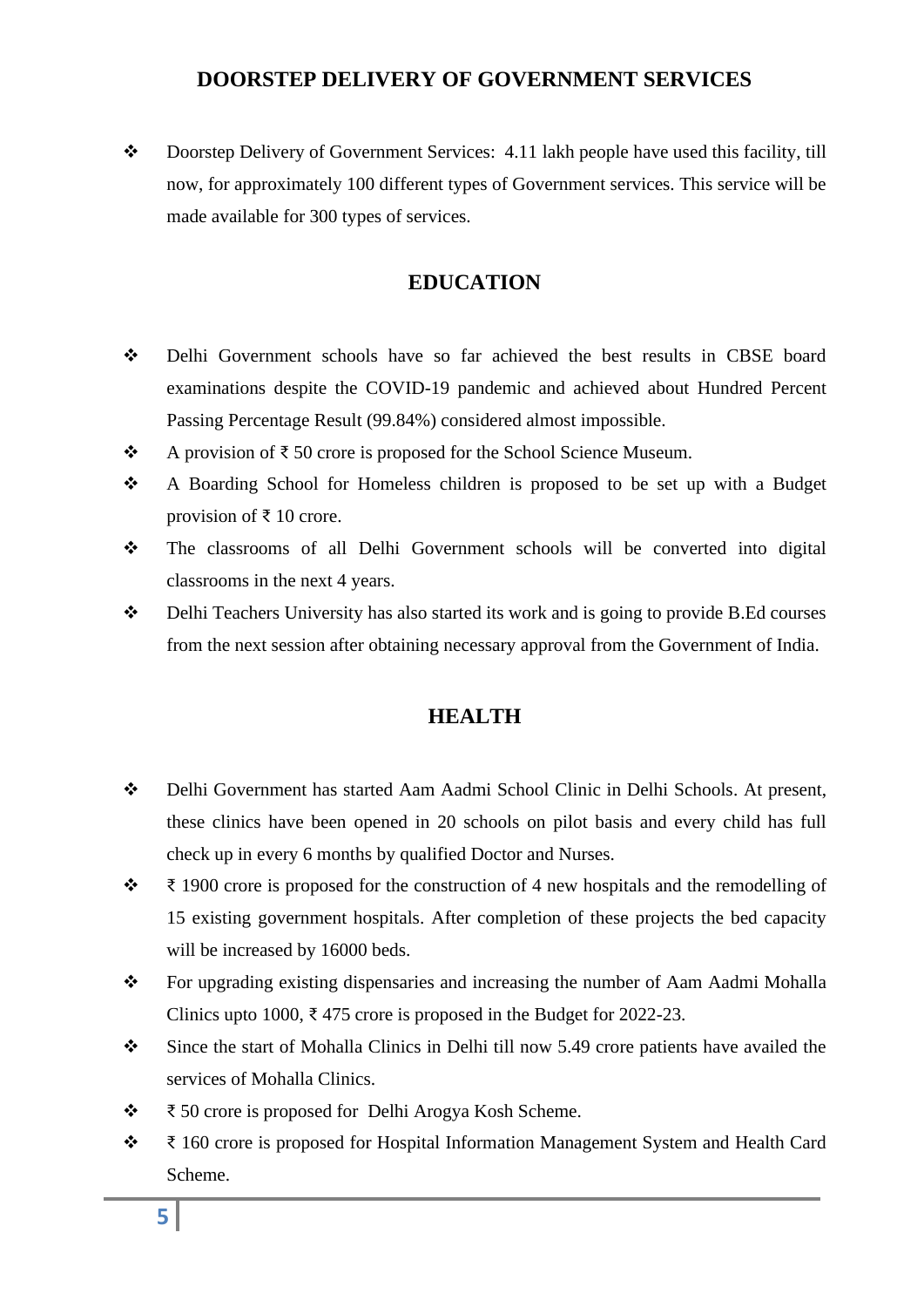## DOORSTEP DELIVERY OF GOVERNMENT SERVICES

- Doorstep Delivery of Government Services: 4.11 lakh people have used this facility, till now, for approximately 100 different types of Government services. This service will be made available for 300 types of services.

## EDUCATION

- Delhi Government schools have so far achieved the best results in CBSE board examinations despite the COVID-19 pandemic and achieved about Hundred Percent Passing Percentage Result (99.84%) considered almost impossible.
- A provision of ₹ 50 crore is proposed for the School Science Museum.
- A Boarding School for Homeless children is proposed to be set up with a Budget provision of ₹ 10 crore.
- The classrooms of all Delhi Government schools will be converted into digital classrooms in the next 4 years.
- Delhi Teachers University has also started its work and is going to provide B.Ed courses from the next session after obtaining necessary approval from the Government of India.

## HEALTH

- Delhi Government has started Aam Aadmi School Clinic in Delhi Schools. At present, these clinics have been opened in 20 schools on pilot basis and every child has full check up in every 6 months by qualified Doctor and Nurses.
- ₹ 1900 crore is proposed for the construction of 4 new hospitals and the remodelling of 15 existing government hospitals. After completion of these projects the bed capacity will be increased by 16000 beds.
- For upgrading existing dispensaries and increasing the number of Aam Aadmi Mohalla Clinics upto 1000, ₹ 475 crore is proposed in the Budget for 2022-23.
- Since the start of Mohalla Clinics in Delhi till now 5.49 crore patients have availed the services of Mohalla Clinics.
- ₹ 50 crore is proposed for Delhi Arogya Kosh Scheme.
- ₹ 160 crore is proposed for Hospital Information Management System and Health Card Scheme.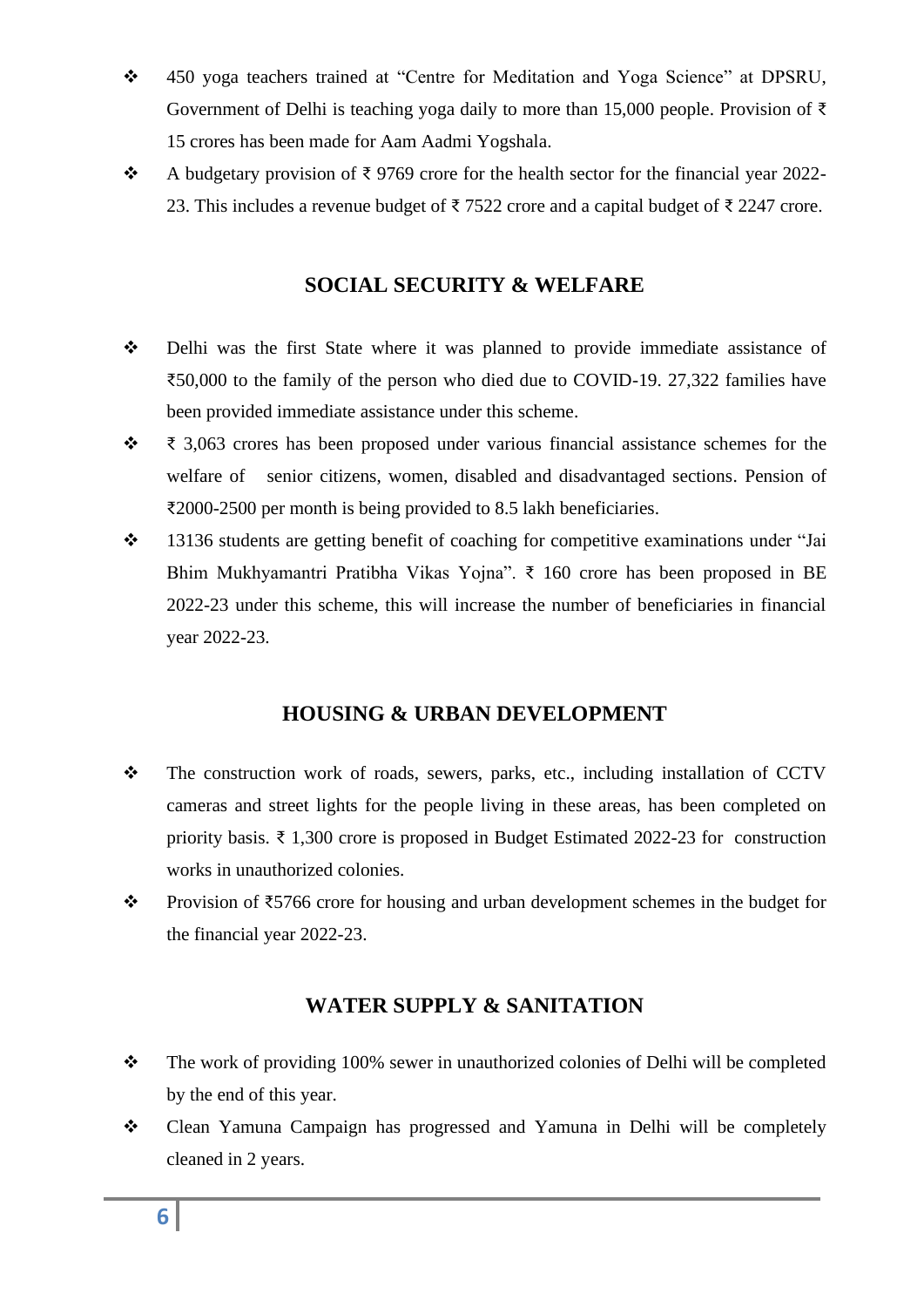- 450 yoga teachers trained at "Centre for Meditation and Yoga Science" at DPSRU, Government of Delhi is teaching yoga daily to more than 15,000 people. Provision of ₹ 15 crores has been made for Aam Aadmi Yogshala.
- A budgetary provision of ₹ 9769 crore for the health sector for the financial year 2022-23. This includes a revenue budget of ₹ 7522 crore and a capital budget of ₹ 2247 crore.

## SOCIAL SECURITY & WELFARE

- Delhi was the first State where it was planned to provide immediate assistance of ₹50,000 to the family of the person who died due to COVID-19. 27,322 families have been provided immediate assistance under this scheme.
- ₹ 3,063 crores has been proposed under various financial assistance schemes for the welfare of senior citizens, women, disabled and disadvantaged sections. Pension of ₹2000-2500 per month is being provided to 8.5 lakh beneficiaries.
- 13136 students are getting benefit of coaching for competitive examinations under "Jai Bhim Mukhyamantri Pratibha Vikas Yojna". ₹ 160 crore has been proposed in BE 2022-23 under this scheme, this will increase the number of beneficiaries in financial year 2022-23.

## HOUSING & URBAN DEVELOPMENT

- The construction work of roads, sewers, parks, etc., including installation of CCTV cameras and street lights for the people living in these areas, has been completed on priority basis. ₹ 1,300 crore is proposed in Budget Estimated 2022-23 for construction works in unauthorized colonies.
- Provision of ₹5766 crore for housing and urban development schemes in the budget for the financial year 2022-23.

## WATER SUPPLY & SANITATION

- The work of providing 100% sewer in unauthorized colonies of Delhi will be completed by the end of this year.
- Clean Yamuna Campaign has progressed and Yamuna in Delhi will be completely cleaned in 2 years.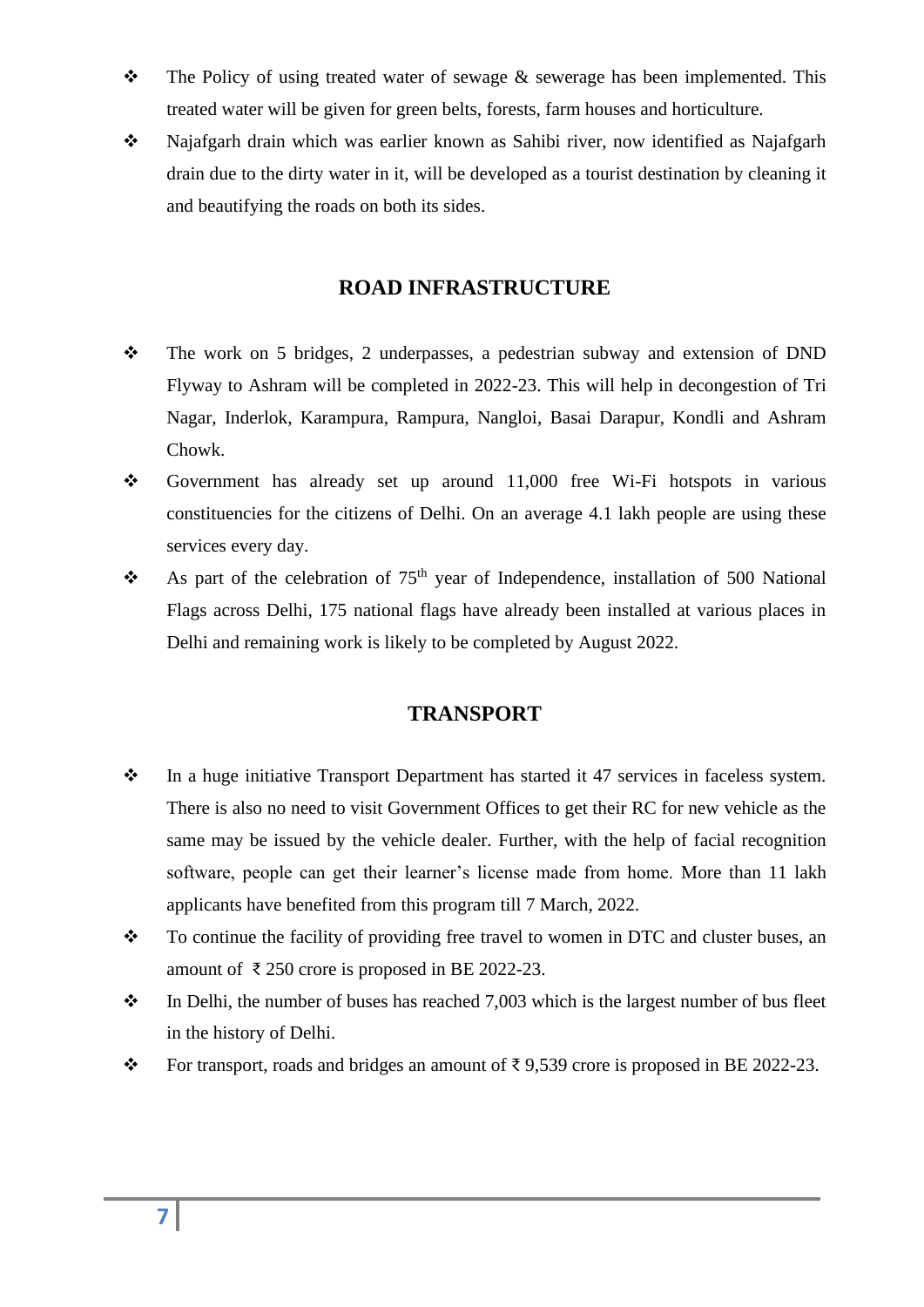- The Policy of using treated water of sewage & sewerage has been implemented. This treated water will be given for green belts, forests, farm houses and horticulture.
- Najafgarh drain which was earlier known as Sahibi river, now identified as Najafgarh drain due to the dirty water in it, will be developed as a tourist destination by cleaning it and beautifying the roads on both its sides.

## ROAD INFRASTRUCTURE

- The work on 5 bridges, 2 underpasses, a pedestrian subway and extension of DND Flyway to Ashram will be completed in 2022-23. This will help in decongestion of Tri Nagar, Inderlok, Karampura, Rampura, Nangloi, Basai Darapur, Kondli and Ashram Chowk.
- Government has already set up around 11,000 free Wi-Fi hotspots in various constituencies for the citizens of Delhi. On an average 4.1 lakh people are using these services every day.
- As part of the celebration of 75th year of Independence, installation of 500 National Flags across Delhi, 175 national flags have already been installed at various places in Delhi and remaining work is likely to be completed by August 2022.

## TRANSPORT

- In a huge initiative Transport Department has started it 47 services in faceless system. There is also no need to visit Government Offices to get their RC for new vehicle as the same may be issued by the vehicle dealer. Further, with the help of facial recognition software, people can get their learner's license made from home. More than 11 lakh applicants have benefited from this program till 7 March, 2022.
- To continue the facility of providing free travel to women in DTC and cluster buses, an amount of ₹ 250 crore is proposed in BE 2022-23.
- In Delhi, the number of buses has reached 7,003 which is the largest number of bus fleet in the history of Delhi.
- For transport, roads and bridges an amount of ₹ 9,539 crore is proposed in BE 2022-23.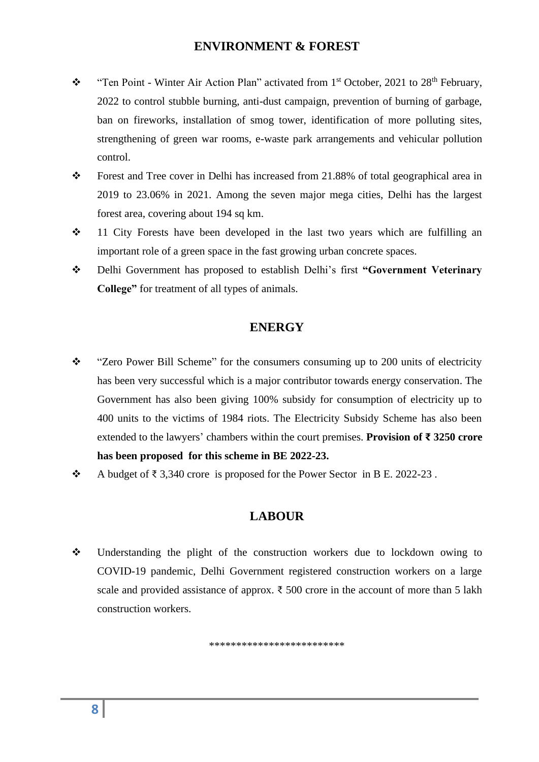## ENVIRONMENT & FOREST

- "Ten Point - Winter Air Action Plan" activated from 1st October, 2021 to 28th February, 2022 to control stubble burning, anti-dust campaign, prevention of burning of garbage, ban on fireworks, installation of smog tower, identification of more polluting sites, strengthening of green war rooms, e-waste park arrangements and vehicular pollution control.
- Forest and Tree cover in Delhi has increased from 21.88% of total geographical area in 2019 to 23.06% in 2021. Among the seven major mega cities, Delhi has the largest forest area, covering about 194 sq km.
- 11 City Forests have been developed in the last two years which are fulfilling an important role of a green space in the fast growing urban concrete spaces.
- Delhi Government has proposed to establish Delhi's first **"Government Veterinary College"** for treatment of all types of animals.

## ENERGY

- "Zero Power Bill Scheme" for the consumers consuming up to 200 units of electricity has been very successful which is a major contributor towards energy conservation. The Government has also been giving 100% subsidy for consumption of electricity up to 400 units to the victims of 1984 riots. The Electricity Subsidy Scheme has also been extended to the lawyers' chambers within the court premises. **Provision of ₹ 3250 crore has been proposed for this scheme in BE 2022-23.**
- A budget of ₹ 3,340 crore is proposed for the Power Sector in B E. 2022-23 .

## LABOUR

- Understanding the plight of the construction workers due to lockdown owing to COVID-19 pandemic, Delhi Government registered construction workers on a large scale and provided assistance of approx. ₹ 500 crore in the account of more than 5 lakh construction workers.

*************************